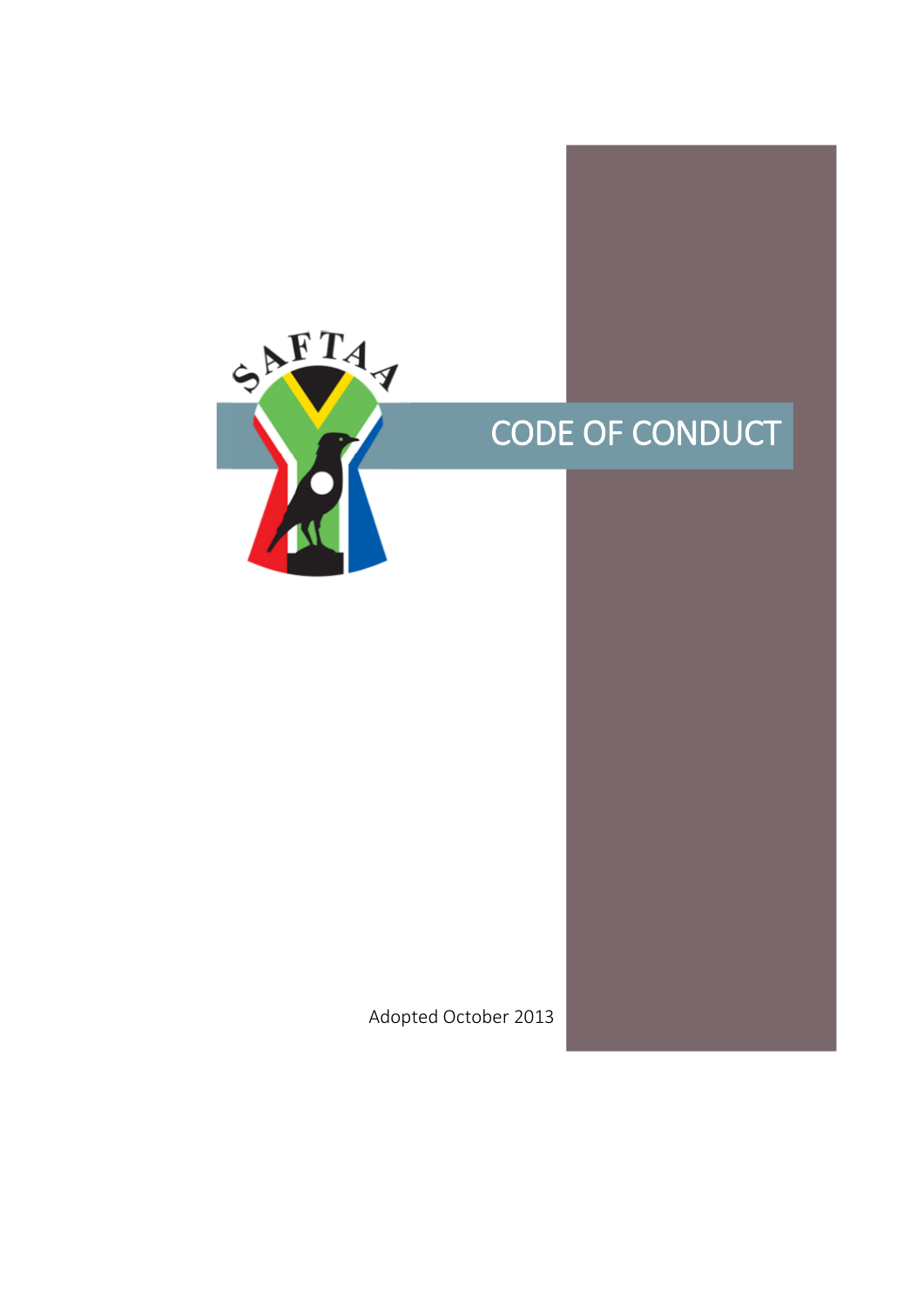SAFTAA

# CODE OF CONDUCT

Adopted October 2013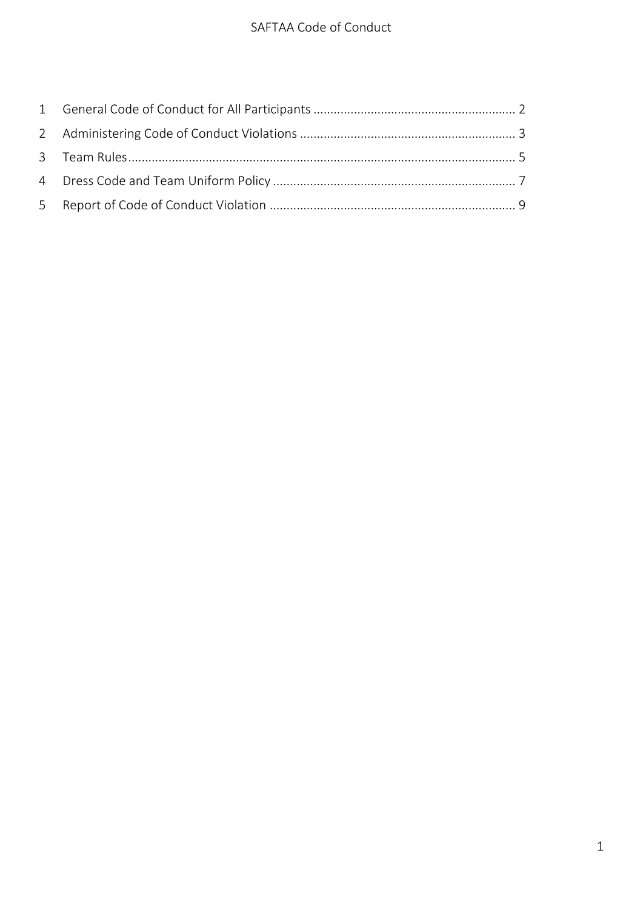1 General Code of Conduct for All Participants ........................................................... 2
2 Administering Code of Conduct Violations ............................................................... 3
3 Team Rules................................................................................................................. 5
4 Dress Code and Team Uniform Policy ....................................................................... 7
5 Report of Code of Conduct Violation ........................................................................ 9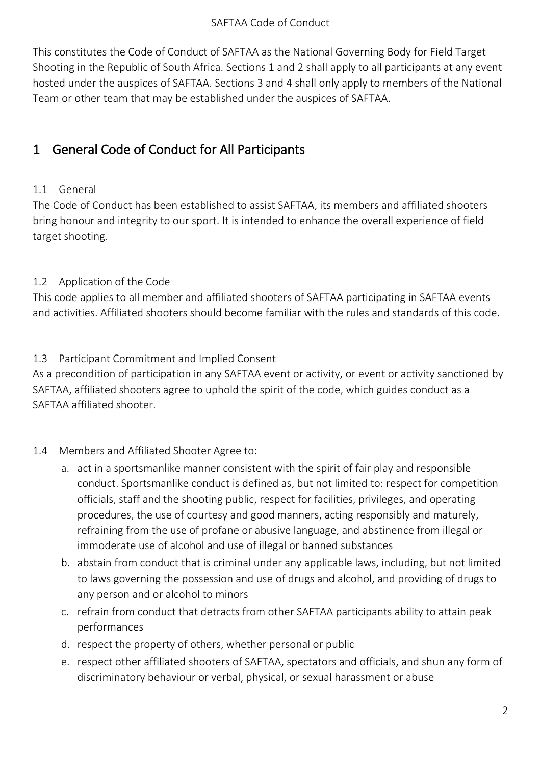This constitutes the Code of Conduct of SAFTAA as the National Governing Body for Field Target Shooting in the Republic of South Africa. Sections 1 and 2 shall apply to all participants at any event hosted under the auspices of SAFTAA. Sections 3 and 4 shall only apply to members of the National Team or other team that may be established under the auspices of SAFTAA.

# 1 General Code of Conduct for All Participants

## 1.1 General

The Code of Conduct has been established to assist SAFTAA, its members and affiliated shooters bring honour and integrity to our sport. It is intended to enhance the overall experience of field target shooting.

## 1.2 Application of the Code

This code applies to all member and affiliated shooters of SAFTAA participating in SAFTAA events and activities. Affiliated shooters should become familiar with the rules and standards of this code.

## 1.3 Participant Commitment and Implied Consent

As a precondition of participation in any SAFTAA event or activity, or event or activity sanctioned by SAFTAA, affiliated shooters agree to uphold the spirit of the code, which guides conduct as a SAFTAA affiliated shooter.

## 1.4 Members and Affiliated Shooter Agree to:

a. act in a sportsmanlike manner consistent with the spirit of fair play and responsible conduct. Sportsmanlike conduct is defined as, but not limited to: respect for competition officials, staff and the shooting public, respect for facilities, privileges, and operating procedures, the use of courtesy and good manners, acting responsibly and maturely, refraining from the use of profane or abusive language, and abstinence from illegal or immoderate use of alcohol and use of illegal or banned substances

b. abstain from conduct that is criminal under any applicable laws, including, but not limited to laws governing the possession and use of drugs and alcohol, and providing of drugs to any person and or alcohol to minors

c. refrain from conduct that detracts from other SAFTAA participants ability to attain peak performances

d. respect the property of others, whether personal or public

e. respect other affiliated shooters of SAFTAA, spectators and officials, and shun any form of discriminatory behaviour or verbal, physical, or sexual harassment or abuse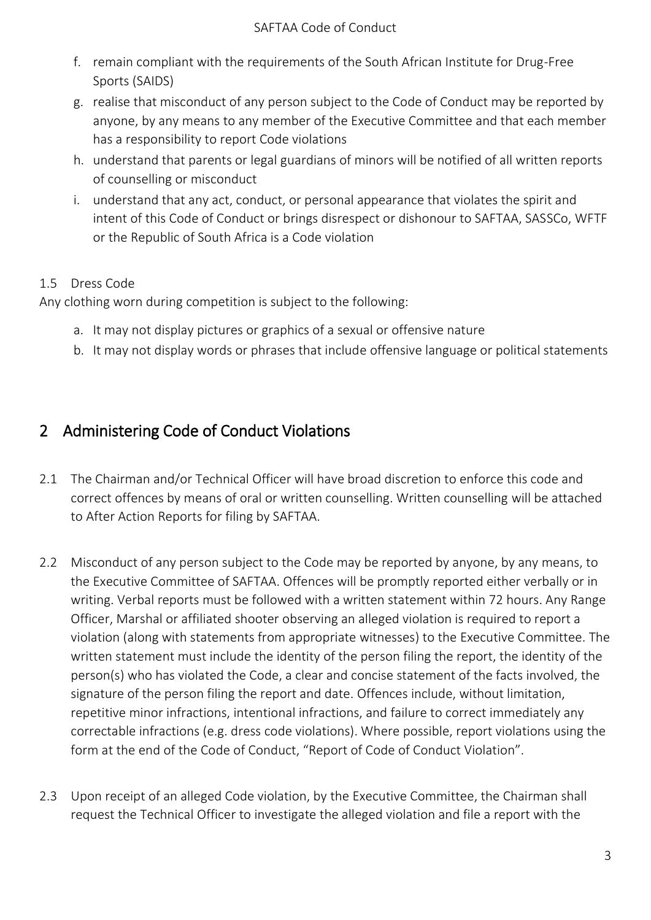f. remain compliant with the requirements of the South African Institute for Drug-Free Sports (SAIDS)
g. realise that misconduct of any person subject to the Code of Conduct may be reported by anyone, by any means to any member of the Executive Committee and that each member has a responsibility to report Code violations
h. understand that parents or legal guardians of minors will be notified of all written reports of counselling or misconduct
i. understand that any act, conduct, or personal appearance that violates the spirit and intent of this Code of Conduct or brings disrespect or dishonour to SAFTAA, SASSCo, WFTF or the Republic of South Africa is a Code violation

### 1.5 Dress Code

Any clothing worn during competition is subject to the following:

a. It may not display pictures or graphics of a sexual or offensive nature
b. It may not display words or phrases that include offensive language or political statements

## 2 Administering Code of Conduct Violations

2.1 The Chairman and/or Technical Officer will have broad discretion to enforce this code and correct offences by means of oral or written counselling. Written counselling will be attached to After Action Reports for filing by SAFTAA.

2.2 Misconduct of any person subject to the Code may be reported by anyone, by any means, to the Executive Committee of SAFTAA. Offences will be promptly reported either verbally or in writing. Verbal reports must be followed with a written statement within 72 hours. Any Range Officer, Marshal or affiliated shooter observing an alleged violation is required to report a violation (along with statements from appropriate witnesses) to the Executive Committee. The written statement must include the identity of the person filing the report, the identity of the person(s) who has violated the Code, a clear and concise statement of the facts involved, the signature of the person filing the report and date. Offences include, without limitation, repetitive minor infractions, intentional infractions, and failure to correct immediately any correctable infractions (e.g. dress code violations). Where possible, report violations using the form at the end of the Code of Conduct, "Report of Code of Conduct Violation".

2.3 Upon receipt of an alleged Code violation, by the Executive Committee, the Chairman shall request the Technical Officer to investigate the alleged violation and file a report with the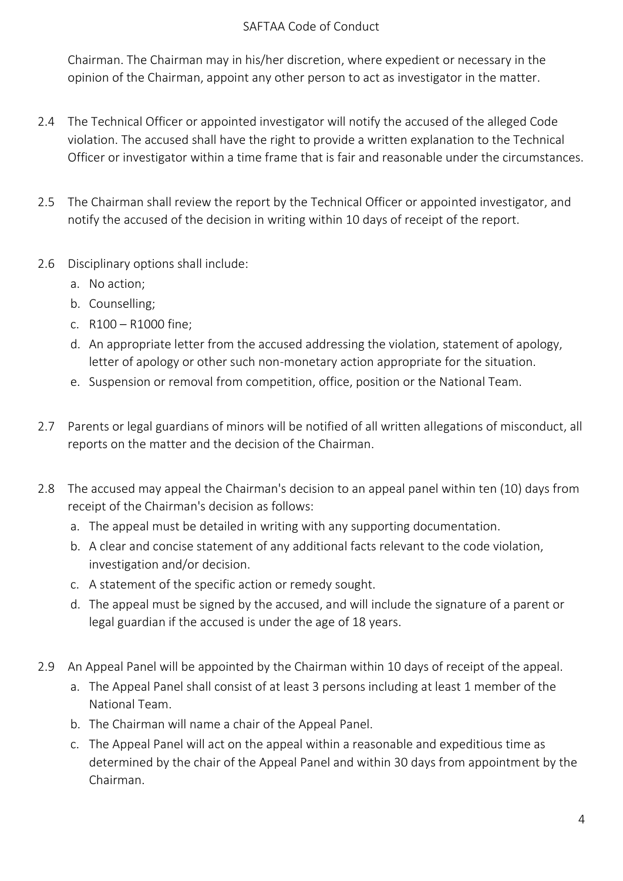Chairman. The Chairman may in his/her discretion, where expedient or necessary in the opinion of the Chairman, appoint any other person to act as investigator in the matter.

2.4 The Technical Officer or appointed investigator will notify the accused of the alleged Code violation. The accused shall have the right to provide a written explanation to the Technical Officer or investigator within a time frame that is fair and reasonable under the circumstances.

2.5 The Chairman shall review the report by the Technical Officer or appointed investigator, and notify the accused of the decision in writing within 10 days of receipt of the report.

2.6 Disciplinary options shall include:
   a. No action;
   b. Counselling;
   c. R100 – R1000 fine;
   d. An appropriate letter from the accused addressing the violation, statement of apology, letter of apology or other such non-monetary action appropriate for the situation.
   e. Suspension or removal from competition, office, position or the National Team.

2.7 Parents or legal guardians of minors will be notified of all written allegations of misconduct, all reports on the matter and the decision of the Chairman.

2.8 The accused may appeal the Chairman's decision to an appeal panel within ten (10) days from receipt of the Chairman's decision as follows:
   a. The appeal must be detailed in writing with any supporting documentation.
   b. A clear and concise statement of any additional facts relevant to the code violation, investigation and/or decision.
   c. A statement of the specific action or remedy sought.
   d. The appeal must be signed by the accused, and will include the signature of a parent or legal guardian if the accused is under the age of 18 years.

2.9 An Appeal Panel will be appointed by the Chairman within 10 days of receipt of the appeal.
   a. The Appeal Panel shall consist of at least 3 persons including at least 1 member of the National Team.
   b. The Chairman will name a chair of the Appeal Panel.
   c. The Appeal Panel will act on the appeal within a reasonable and expeditious time as determined by the chair of the Appeal Panel and within 30 days from appointment by the Chairman.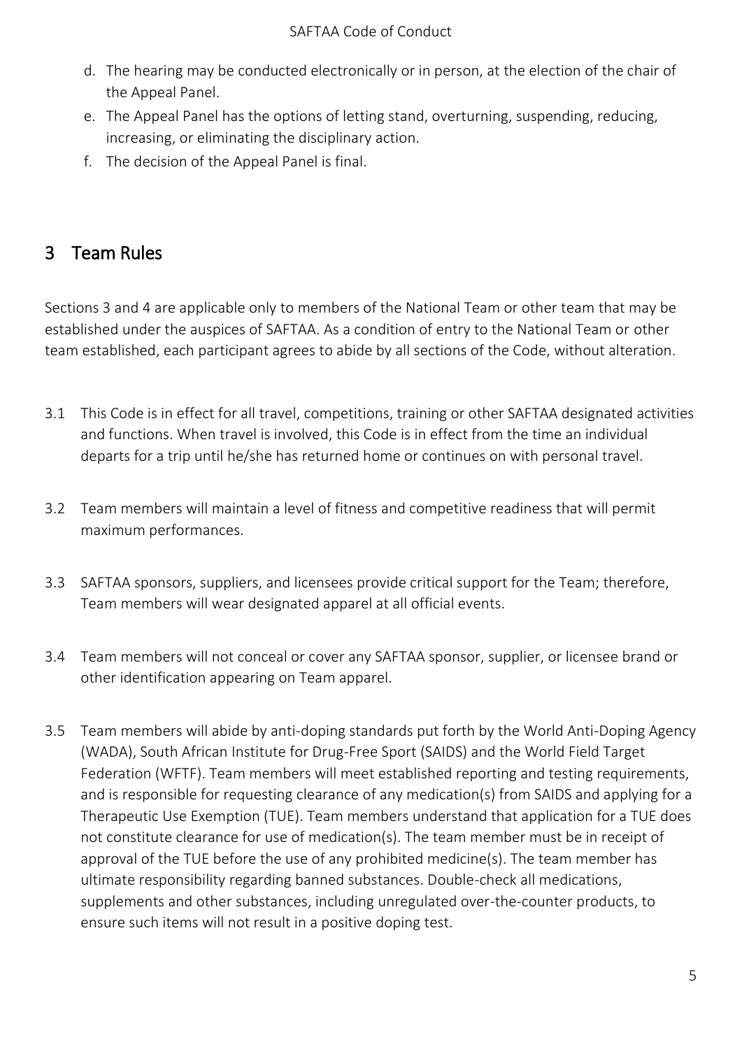d. The hearing may be conducted electronically or in person, at the election of the chair of the Appeal Panel.
e. The Appeal Panel has the options of letting stand, overturning, suspending, reducing, increasing, or eliminating the disciplinary action.
f. The decision of the Appeal Panel is final.

# 3 Team Rules

Sections 3 and 4 are applicable only to members of the National Team or other team that may be established under the auspices of SAFTAA. As a condition of entry to the National Team or other team established, each participant agrees to abide by all sections of the Code, without alteration.

3.1 This Code is in effect for all travel, competitions, training or other SAFTAA designated activities and functions. When travel is involved, this Code is in effect from the time an individual departs for a trip until he/she has returned home or continues on with personal travel.

3.2 Team members will maintain a level of fitness and competitive readiness that will permit maximum performances.

3.3 SAFTAA sponsors, suppliers, and licensees provide critical support for the Team; therefore, Team members will wear designated apparel at all official events.

3.4 Team members will not conceal or cover any SAFTAA sponsor, supplier, or licensee brand or other identification appearing on Team apparel.

3.5 Team members will abide by anti-doping standards put forth by the World Anti-Doping Agency (WADA), South African Institute for Drug-Free Sport (SAIDS) and the World Field Target Federation (WFTF). Team members will meet established reporting and testing requirements, and is responsible for requesting clearance of any medication(s) from SAIDS and applying for a Therapeutic Use Exemption (TUE). Team members understand that application for a TUE does not constitute clearance for use of medication(s). The team member must be in receipt of approval of the TUE before the use of any prohibited medicine(s). The team member has ultimate responsibility regarding banned substances. Double-check all medications, supplements and other substances, including unregulated over-the-counter products, to ensure such items will not result in a positive doping test.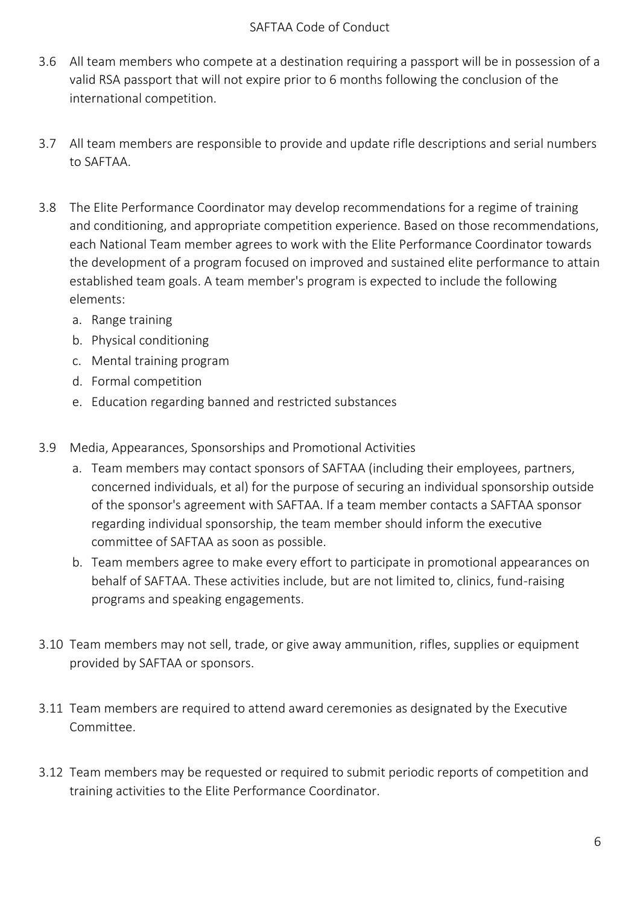3.6 All team members who compete at a destination requiring a passport will be in possession of a valid RSA passport that will not expire prior to 6 months following the conclusion of the international competition.

3.7 All team members are responsible to provide and update rifle descriptions and serial numbers to SAFTAA.

3.8 The Elite Performance Coordinator may develop recommendations for a regime of training and conditioning, and appropriate competition experience. Based on those recommendations, each National Team member agrees to work with the Elite Performance Coordinator towards the development of a program focused on improved and sustained elite performance to attain established team goals. A team member's program is expected to include the following elements:

   a. Range training
   b. Physical conditioning
   c. Mental training program
   d. Formal competition
   e. Education regarding banned and restricted substances

3.9 Media, Appearances, Sponsorships and Promotional Activities

   a. Team members may contact sponsors of SAFTAA (including their employees, partners, concerned individuals, et al) for the purpose of securing an individual sponsorship outside of the sponsor's agreement with SAFTAA. If a team member contacts a SAFTAA sponsor regarding individual sponsorship, the team member should inform the executive committee of SAFTAA as soon as possible.
   b. Team members agree to make every effort to participate in promotional appearances on behalf of SAFTAA. These activities include, but are not limited to, clinics, fund-raising programs and speaking engagements.

3.10 Team members may not sell, trade, or give away ammunition, rifles, supplies or equipment provided by SAFTAA or sponsors.

3.11 Team members are required to attend award ceremonies as designated by the Executive Committee.

3.12 Team members may be requested or required to submit periodic reports of competition and training activities to the Elite Performance Coordinator.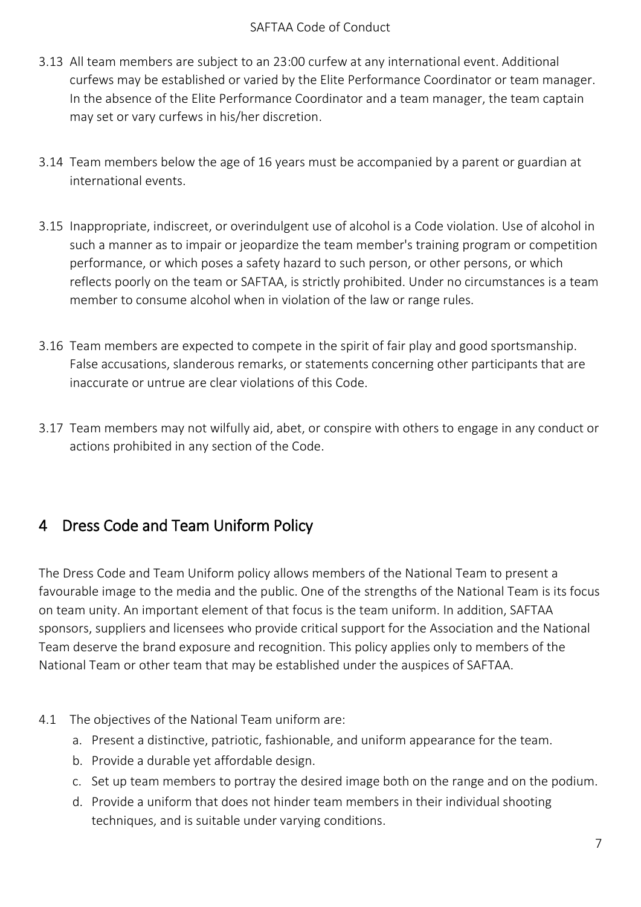3.13 All team members are subject to an 23:00 curfew at any international event. Additional curfews may be established or varied by the Elite Performance Coordinator or team manager. In the absence of the Elite Performance Coordinator and a team manager, the team captain may set or vary curfews in his/her discretion.

3.14 Team members below the age of 16 years must be accompanied by a parent or guardian at international events.

3.15 Inappropriate, indiscreet, or overindulgent use of alcohol is a Code violation. Use of alcohol in such a manner as to impair or jeopardize the team member's training program or competition performance, or which poses a safety hazard to such person, or other persons, or which reflects poorly on the team or SAFTAA, is strictly prohibited. Under no circumstances is a team member to consume alcohol when in violation of the law or range rules.

3.16 Team members are expected to compete in the spirit of fair play and good sportsmanship. False accusations, slanderous remarks, or statements concerning other participants that are inaccurate or untrue are clear violations of this Code.

3.17 Team members may not wilfully aid, abet, or conspire with others to engage in any conduct or actions prohibited in any section of the Code.

# 4 Dress Code and Team Uniform Policy

The Dress Code and Team Uniform policy allows members of the National Team to present a favourable image to the media and the public. One of the strengths of the National Team is its focus on team unity. An important element of that focus is the team uniform. In addition, SAFTAA sponsors, suppliers and licensees who provide critical support for the Association and the National Team deserve the brand exposure and recognition. This policy applies only to members of the National Team or other team that may be established under the auspices of SAFTAA.

4.1 The objectives of the National Team uniform are:

a. Present a distinctive, patriotic, fashionable, and uniform appearance for the team.
b. Provide a durable yet affordable design.
c. Set up team members to portray the desired image both on the range and on the podium.
d. Provide a uniform that does not hinder team members in their individual shooting techniques, and is suitable under varying conditions.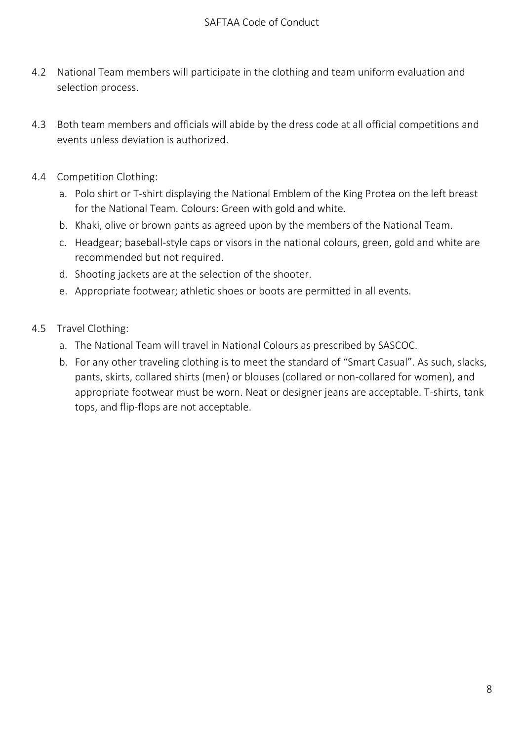4.2 National Team members will participate in the clothing and team uniform evaluation and selection process.

4.3 Both team members and officials will abide by the dress code at all official competitions and events unless deviation is authorized.

4.4 Competition Clothing:

a. Polo shirt or T-shirt displaying the National Emblem of the King Protea on the left breast for the National Team. Colours: Green with gold and white.
b. Khaki, olive or brown pants as agreed upon by the members of the National Team.
c. Headgear; baseball-style caps or visors in the national colours, green, gold and white are recommended but not required.
d. Shooting jackets are at the selection of the shooter.
e. Appropriate footwear; athletic shoes or boots are permitted in all events.

4.5 Travel Clothing:

a. The National Team will travel in National Colours as prescribed by SASCOC.
b. For any other traveling clothing is to meet the standard of "Smart Casual". As such, slacks, pants, skirts, collared shirts (men) or blouses (collared or non-collared for women), and appropriate footwear must be worn. Neat or designer jeans are acceptable. T-shirts, tank tops, and flip-flops are not acceptable.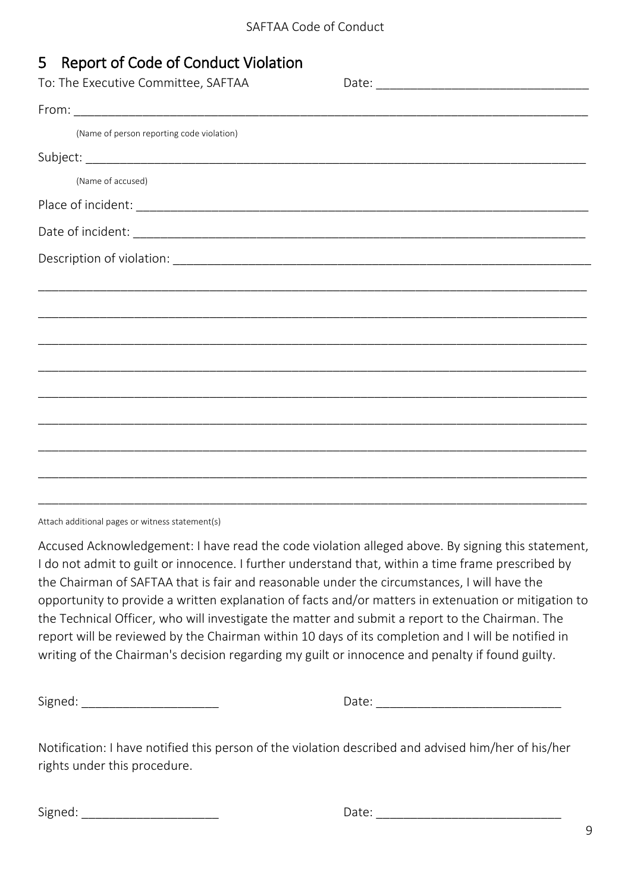## 5 Report of Code of Conduct Violation

To: The Executive Committee, SAFTAA Date: ______________________________

From: ______________________________________________________________________

(Name of person reporting code violation)

Subject: ____________________________________________________________________

(Name of accused)

Place of incident: ____________________________________________________________

Date of incident: _____________________________________________________________

Description of violation: ______________________________________________________

_____________________________________________________________________________

_____________________________________________________________________________

_____________________________________________________________________________

_____________________________________________________________________________

_____________________________________________________________________________

_____________________________________________________________________________

_____________________________________________________________________________

_____________________________________________________________________________

_____________________________________________________________________________

Attach additional pages or witness statement(s)

Accused Acknowledgement: I have read the code violation alleged above. By signing this statement, I do not admit to guilt or innocence. I further understand that, within a time frame prescribed by the Chairman of SAFTAA that is fair and reasonable under the circumstances, I will have the opportunity to provide a written explanation of facts and/or matters in extenuation or mitigation to the Technical Officer, who will investigate the matter and submit a report to the Chairman. The report will be reviewed by the Chairman within 10 days of its completion and I will be notified in writing of the Chairman's decision regarding my guilt or innocence and penalty if found guilty.

Signed: ____________________ Date: __________________________

Notification: I have notified this person of the violation described and advised him/her of his/her rights under this procedure.

Signed: ____________________ Date: __________________________